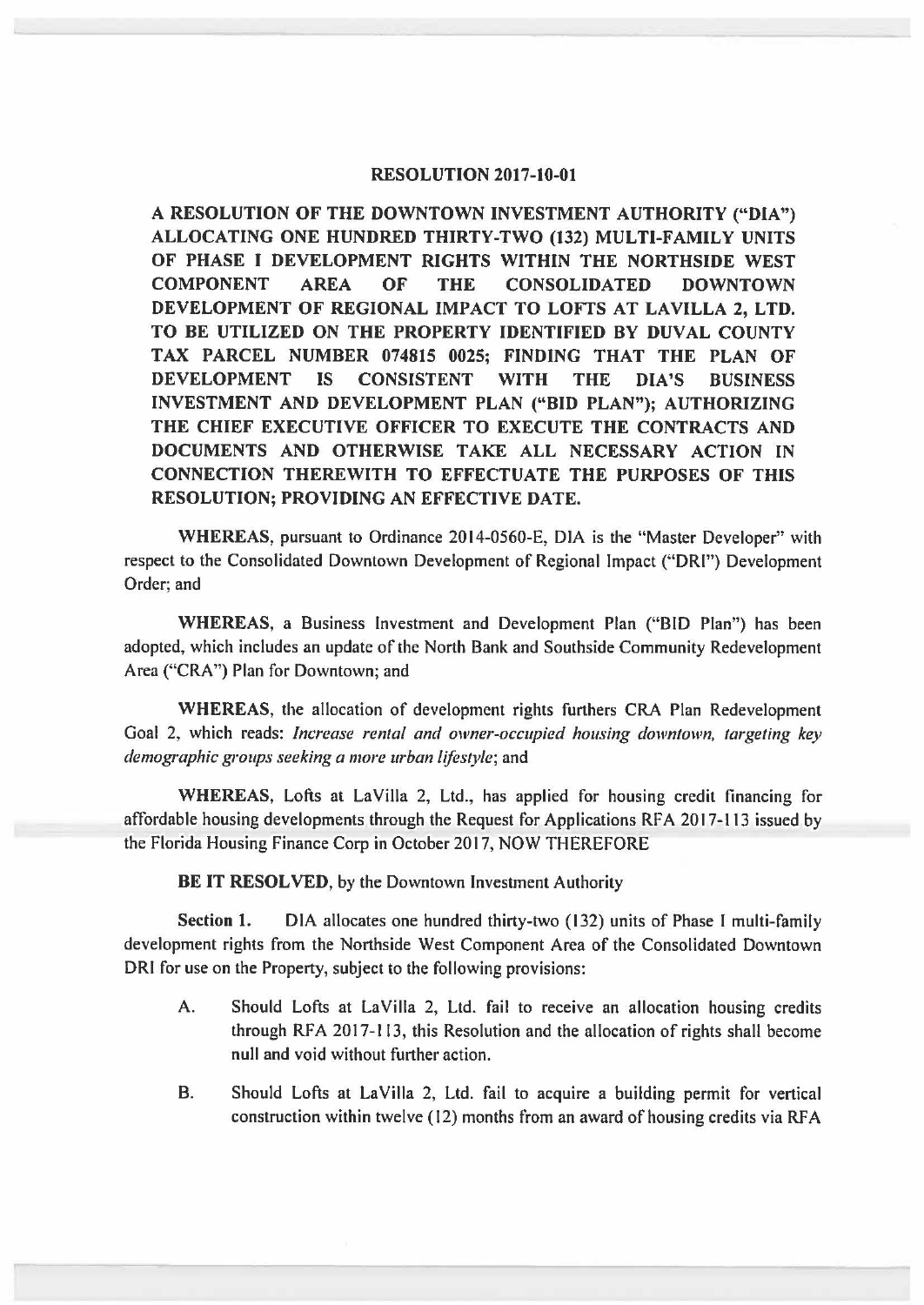# RESOLUTION 2017-10-01

**A RESOLUTION OF THE DOWNTOWN INVESTMENT AUTHORITY ("DIA") ALLOCATING ONE HUNDRED THIRTY-TWO (132) MULTI-FAMILY UNITS OF PHASE I DEVELOPMENT RIGHTS WITHIN THE NORTHSIDE WEST COMPONENT AREA OF THE CONSOLIDATED DOWNTOWN DEVELOPMENT OF REGIONAL IMPACT TO LOFTS AT LAVILLA 2, LTD. TO BE UTILIZED ON THE PROPERTY IDENTIFIED BY DUVAL COUNTY TAX PARCEL NUMBER 074815 0025; FINDING THAT THE PLAN OF DEVELOPMENT IS CONSISTENT WITH THE DIA'S BUSINESS INVESTMENT AND DEVELOPMENT PLAN ("BID PLAN"); AUTHORIZING THE CHIEF EXECUTIVE OFFICER TO EXECUTE THE CONTRACTS AND DOCUMENTS AND OTHERWISE TAKE ALL NECESSARY ACTION IN CONNECTION THEREWITH TO EFFECTUATE THE PURPOSES OF THIS RESOLUTION; PROVIDING AN EFFECTIVE DATE.**

**WHEREAS**, pursuant to Ordinance 2014-0560-E, DIA is the "Master Developer" with respect to the Consolidated Downtown Development of Regional Impact ("DRI") Development Order; and

**WHEREAS**, a Business Investment and Development Plan ("BID Plan") has been adopted, which includes an update of the North Bank and Southside Community Redevelopment Area ("CRA") Plan for Downtown; and

**WHEREAS**, the allocation of development rights furthers CRA Plan Redevelopment Goal 2, which reads: *Increase rental and owner-occupied housing downtown, targeting key demographic groups seeking a more urban lifestyle*; and

**WHEREAS**, Lofts at LaVilla 2, Ltd., has applied for housing credit financing for affordable housing developments through the Request for Applications RFA 2017-113 issued by the Florida Housing Finance Corp in October 2017, NOW THEREFORE

**BE IT RESOLVED**, by the Downtown Investment Authority

**Section 1.** DIA allocates one hundred thirty-two (132) units of Phase I multi-family development rights from the Northside West Component Area of the Consolidated Downtown DRI for use on the Property, subject to the following provisions:

A. Should Lofts at LaVilla 2, Ltd. fail to receive an allocation housing credits through RFA 2017-113, this Resolution and the allocation of rights shall become null and void without further action.

B. Should Lofts at LaVilla 2, Ltd. fail to acquire a building permit for vertical construction within twelve (12) months from an award of housing credits via RFA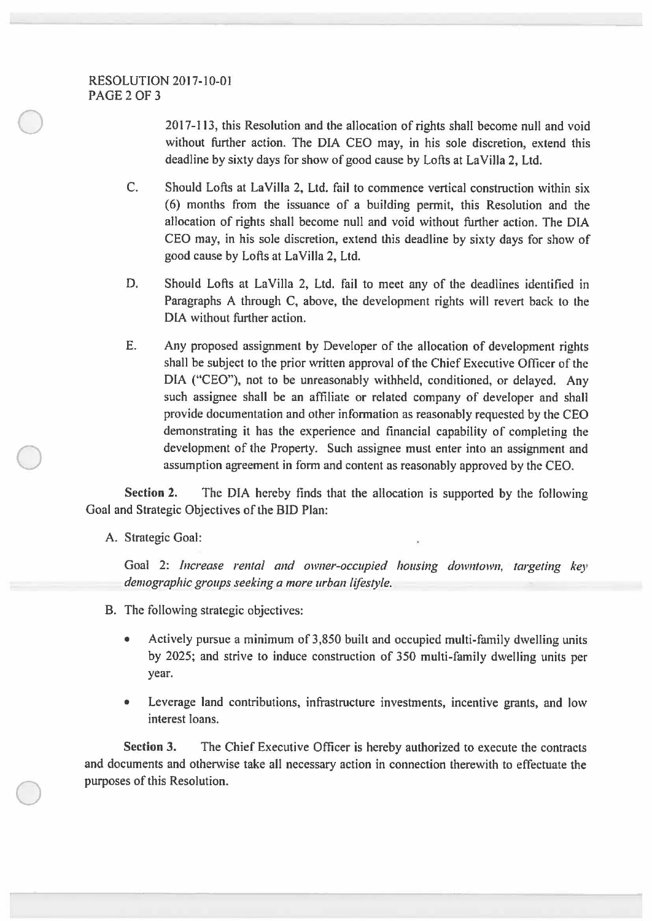2017-113, this Resolution and the allocation of rights shall become null and void without further action. The DIA CEO may, in his sole discretion, extend this deadline by sixty days for show of good cause by Lofts at LaVilla 2, Ltd.

C. Should Lofts at LaVilla 2, Ltd. fail to commence vertical construction within six (6) months from the issuance of a building permit, this Resolution and the allocation of rights shall become null and void without further action. The DIA CEO may, in his sole discretion, extend this deadline by sixty days for show of good cause by Lofts at LaVilla 2, Ltd.

D. Should Lofts at LaVilla 2, Ltd. fail to meet any of the deadlines identified in Paragraphs A through C, above, the development rights will revert back to the DIA without further action.

E. Any proposed assignment by Developer of the allocation of development rights shall be subject to the prior written approval of the Chief Executive Officer of the DIA ("CEO"), not to be unreasonably withheld, conditioned, or delayed. Any such assignee shall be an affiliate or related company of developer and shall provide documentation and other information as reasonably requested by the CEO demonstrating it has the experience and financial capability of completing the development of the Property. Such assignee must enter into an assignment and assumption agreement in form and content as reasonably approved by the CEO.

**Section 2.** The DIA hereby finds that the allocation is supported by the following Goal and Strategic Objectives of the BID Plan:

A. Strategic Goal:

Goal 2: *Increase rental and owner-occupied housing downtown, targeting key demographic groups seeking a more urban lifestyle.*

B. The following strategic objectives:

- Actively pursue a minimum of 3,850 built and occupied multi-family dwelling units by 2025; and strive to induce construction of 350 multi-family dwelling units per year.
- Leverage land contributions, infrastructure investments, incentive grants, and low interest loans.

**Section 3.** The Chief Executive Officer is hereby authorized to execute the contracts and documents and otherwise take all necessary action in connection therewith to effectuate the purposes of this Resolution.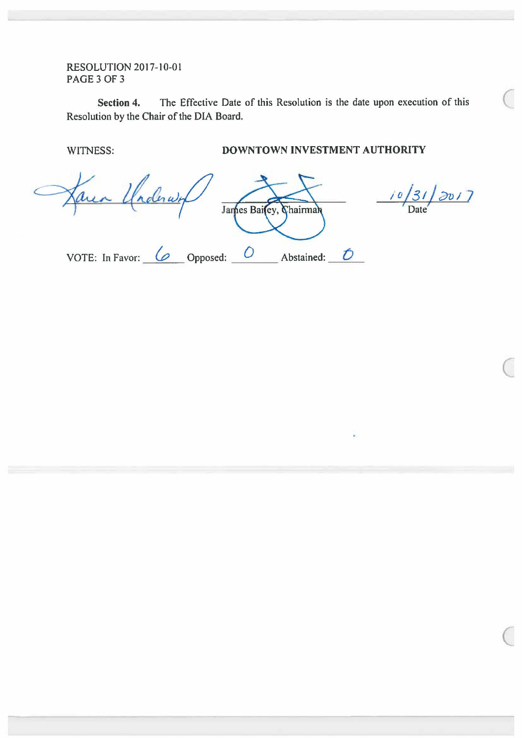RESOLUTION 2017-10-01

**Section 4.** The Effective Date of this Resolution is the date upon execution of this Resolution by the Chair of the DIA Board.

WITNESS: **DOWNTOWN INVESTMENT AUTHORITY**

Karen Underwood

James Bailey, Chairman

10/31/2017
Date

VOTE: In Favor: 6 Opposed: 0 Abstained: 0